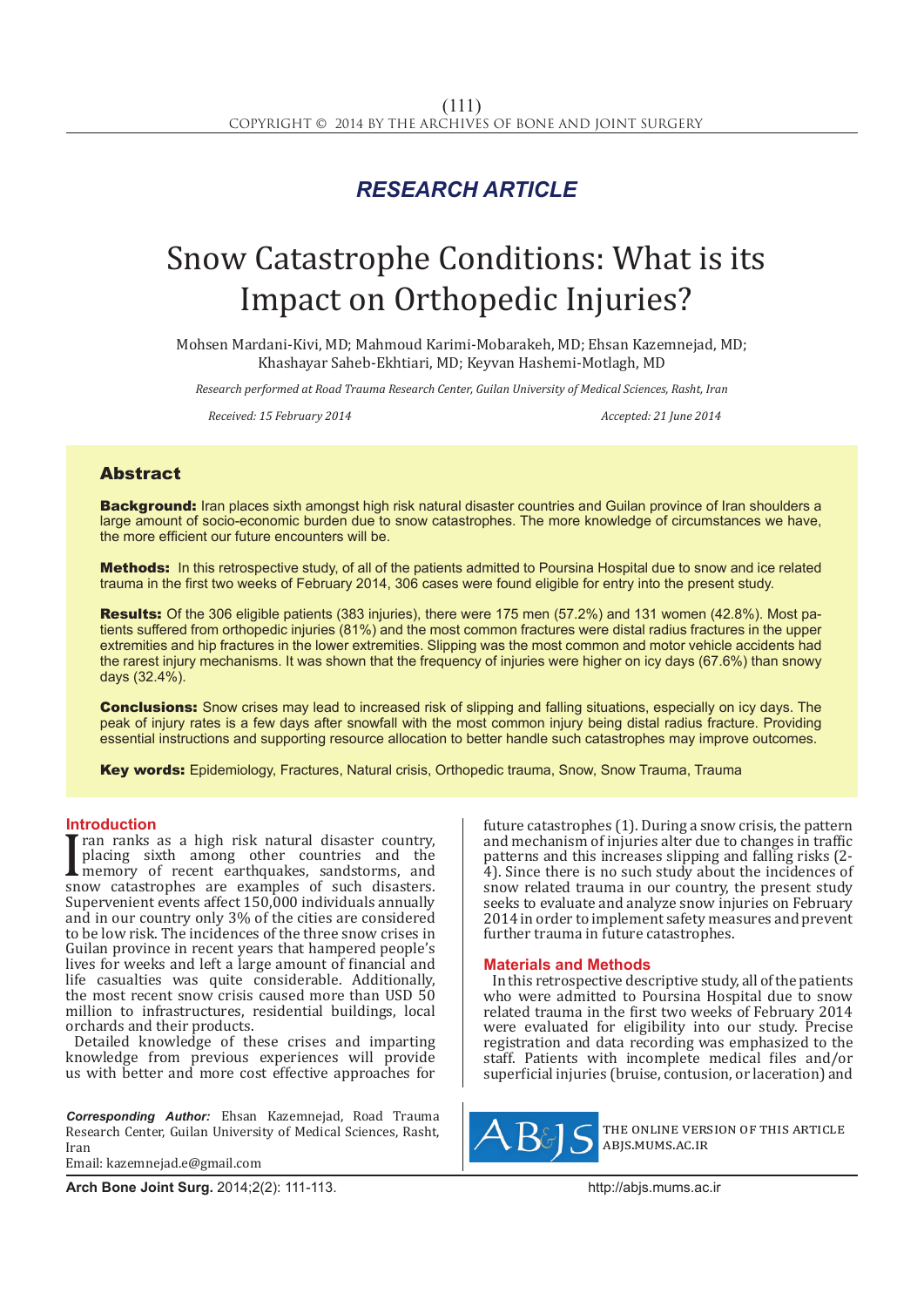RESEARCH ARTICLE

# Snow Catastrophe Conditions: What is its Impact on Orthopedic Injuries?

Mohsen Mardani-Kivi, MD; Mahmoud Karimi-Mobarakeh, MD; Ehsan Kazemnejad, MD; Khashayar Saheb-Ekhtiari, MD; Keyvan Hashemi-Motlagh, MD

*Research performed at Road Trauma Research Center, Guilan University of Medical Sciences, Rasht, Iran*

*Received: 15 February 2014* *Accepted: 21 June 2014*

## Abstract

**Background:** Iran places sixth amongst high risk natural disaster countries and Guilan province of Iran shoulders a large amount of socio-economic burden due to snow catastrophes. The more knowledge of circumstances we have, the more efficient our future encounters will be.

**Methods:** In this retrospective study, of all of the patients admitted to Poursina Hospital due to snow and ice related trauma in the first two weeks of February 2014, 306 cases were found eligible for entry into the present study.

**Results:** Of the 306 eligible patients (383 injuries), there were 175 men (57.2%) and 131 women (42.8%). Most patients suffered from orthopedic injuries (81%) and the most common fractures were distal radius fractures in the upper extremities and hip fractures in the lower extremities. Slipping was the most common and motor vehicle accidents had the rarest injury mechanisms. It was shown that the frequency of injuries were higher on icy days (67.6%) than snowy days (32.4%).

**Conclusions:** Snow crises may lead to increased risk of slipping and falling situations, especially on icy days. The peak of injury rates is a few days after snowfall with the most common injury being distal radius fracture. Providing essential instructions and supporting resource allocation to better handle such catastrophes may improve outcomes.

**Key words:** Epidemiology, Fractures, Natural crisis, Orthopedic trauma, Snow, Snow Trauma, Trauma

## Introduction

Iran ranks as a high risk natural disaster country, placing sixth among other countries and the memory of recent earthquakes, sandstorms, and snow catastrophes are examples of such disasters. Supervenient events affect 150,000 individuals annually and in our country only 3% of the cities are considered to be low risk. The incidences of the three snow crises in Guilan province in recent years that hampered people's lives for weeks and left a large amount of financial and life casualties was quite considerable. Additionally, the most recent snow crisis caused more than USD 50 million to infrastructures, residential buildings, local orchards and their products.

Detailed knowledge of these crises and imparting knowledge from previous experiences will provide us with better and more cost effective approaches for future catastrophes (1). During a snow crisis, the pattern and mechanism of injuries alter due to changes in traffic patterns and this increases slipping and falling risks (2-4). Since there is no such study about the incidences of snow related trauma in our country, the present study seeks to evaluate and analyze snow injuries on February 2014 in order to implement safety measures and prevent further trauma in future catastrophes.

## Materials and Methods

In this retrospective descriptive study, all of the patients who were admitted to Poursina Hospital due to snow related trauma in the first two weeks of February 2014 were evaluated for eligibility into our study. Precise registration and data recording was emphasized to the staff. Patients with incomplete medical files and/or superficial injuries (bruise, contusion, or laceration) and

*Corresponding Author:* Ehsan Kazemnejad, Road Trauma Research Center, Guilan University of Medical Sciences, Rasht, Iran
Email: kazemnejad.e@gmail.com

THE ONLINE VERSION OF THIS ARTICLE ABJS.MUMS.AC.IR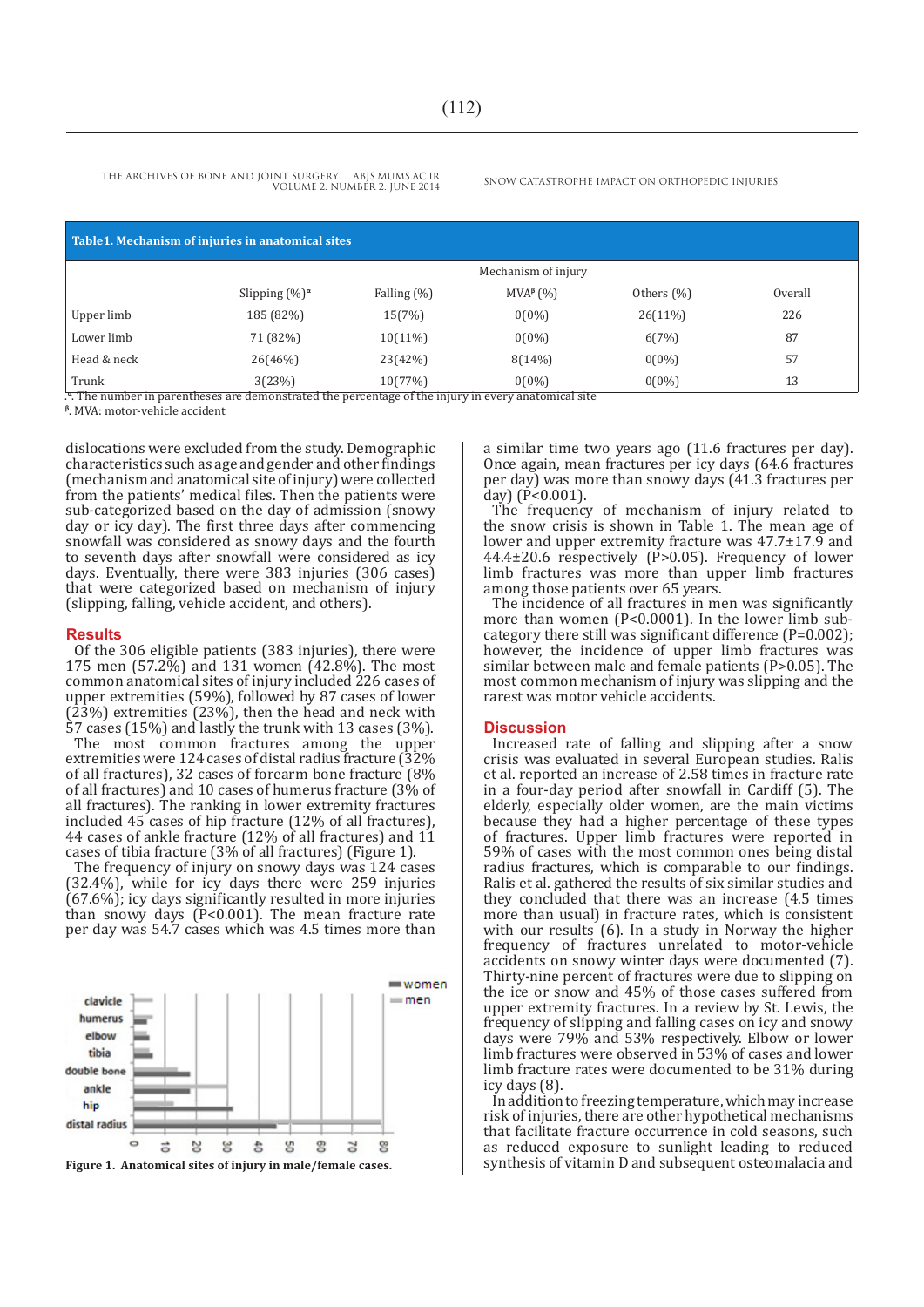**Table1. Mechanism of injuries in anatomical sites**

| | Mechanism of injury | | | | |
|---|---|---|---|---|---|
| | Slipping (%)[α] | Falling (%) | MVA[β] (%) | Others (%) | Overall |
| Upper limb | 185 (82%) | 15(7%) | 0(0%) | 26(11%) | 226 |
| Lower limb | 71 (82%) | 10(11%) | 0(0%) | 6(7%) | 87 |
| Head & neck | 26(46%) | 23(42%) | 8(14%) | 0(0%) | 57 |
| Trunk | 3(23%) | 10(77%) | 0(0%) | 0(0%) | 13 |

[α]. The number in parentheses are demonstrated the percentage of the injury in every anatomical site
[β]. MVA: motor-vehicle accident

dislocations were excluded from the study. Demographic characteristics such as age and gender and other findings (mechanism and anatomical site of injury) were collected from the patients' medical files. Then the patients were sub-categorized based on the day of admission (snowy day or icy day). The first three days after commencing snowfall was considered as snowy days and the fourth to seventh days after snowfall were considered as icy days. Eventually, there were 383 injuries (306 cases) that were categorized based on mechanism of injury (slipping, falling, vehicle accident, and others).

## Results

Of the 306 eligible patients (383 injuries), there were 175 men (57.2%) and 131 women (42.8%). The most common anatomical sites of injury included 226 cases of upper extremities (59%), followed by 87 cases of lower (23%) extremities (23%), then the head and neck with 57 cases (15%) and lastly the trunk with 13 cases (3%).

The most common fractures among the upper extremities were 124 cases of distal radius fracture (32% of all fractures), 32 cases of forearm bone fracture (8% of all fractures) and 10 cases of humerus fracture (3% of all fractures). The ranking in lower extremity fractures included 45 cases of hip fracture (12% of all fractures), 44 cases of ankle fracture (12% of all fractures) and 11 cases of tibia fracture (3% of all fractures) (Figure 1).

The frequency of injury on snowy days was 124 cases (32.4%), while for icy days there were 259 injuries (67.6%); icy days significantly resulted in more injuries than snowy days (P<0.001). The mean fracture rate per day was 54.7 cases which was 4.5 times more than a similar time two years ago (11.6 fractures per day). Once again, mean fractures per icy days (64.6 fractures per day) was more than snowy days (41.3 fractures per day) (P<0.001).

The frequency of mechanism of injury related to the snow crisis is shown in Table 1. The mean age of lower and upper extremity fracture was 47.7±17.9 and 44.4±20.6 respectively (P>0.05). Frequency of lower limb fractures was more than upper limb fractures among those patients over 65 years.

The incidence of all fractures in men was significantly more than women (P<0.0001). In the lower limb sub-category there still was significant difference (P=0.002); however, the incidence of upper limb fractures was similar between male and female patients (P>0.05). The most common mechanism of injury was slipping and the rarest was motor vehicle accidents.

Figure 1. Anatomical sites of injury in male/female cases.

## Discussion

Increased rate of falling and slipping after a snow crisis was evaluated in several European studies. Ralis et al. reported an increase of 2.58 times in fracture rate in a four-day period after snowfall in Cardiff (5). The elderly, especially older women, are the main victims because they had a higher percentage of these types of fractures. Upper limb fractures were reported in 59% of cases with the most common ones being distal radius fractures, which is comparable to our findings. Ralis et al. gathered the results of six similar studies and they concluded that there was an increase (4.5 times more than usual) in fracture rates, which is consistent with our results (6). In a study in Norway the higher frequency of fractures unrelated to motor-vehicle accidents on snowy winter days were documented (7). Thirty-nine percent of fractures were due to slipping on the ice or snow and 45% of those cases suffered from upper extremity fractures. In a review by St. Lewis, the frequency of slipping and falling cases on icy and snowy days were 79% and 53% respectively. Elbow or lower limb fractures were observed in 53% of cases and lower limb fracture rates were documented to be 31% during icy days (8).

In addition to freezing temperature, which may increase risk of injuries, there are other hypothetical mechanisms that facilitate fracture occurrence in cold seasons, such as reduced exposure to sunlight leading to reduced synthesis of vitamin D and subsequent osteomalacia and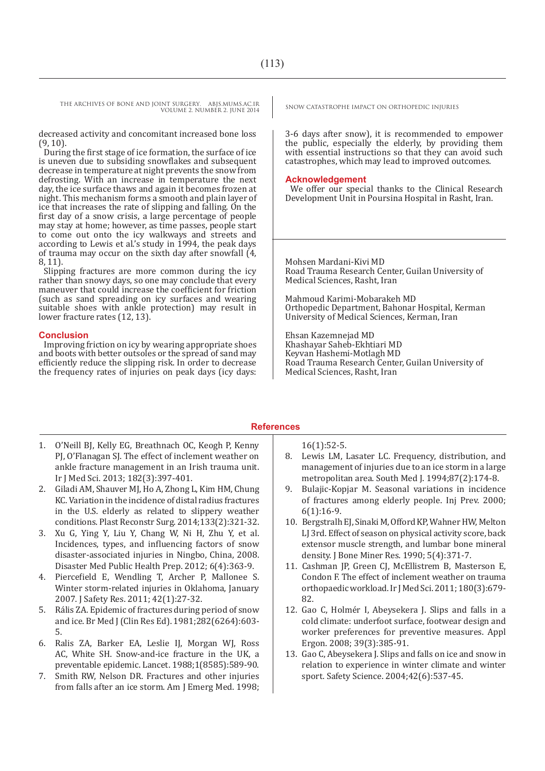decreased activity and concomitant increased bone loss (9, 10).

During the first stage of ice formation, the surface of ice is uneven due to subsiding snowflakes and subsequent decrease in temperature at night prevents the snow from defrosting. With an increase in temperature the next day, the ice surface thaws and again it becomes frozen at night. This mechanism forms a smooth and plain layer of ice that increases the rate of slipping and falling. On the first day of a snow crisis, a large percentage of people may stay at home; however, as time passes, people start to come out onto the icy walkways and streets and according to Lewis et al.'s study in 1994, the peak days of trauma may occur on the sixth day after snowfall (4, 8, 11).

Slipping fractures are more common during the icy rather than snowy days, so one may conclude that every maneuver that could increase the coefficient for friction (such as sand spreading on icy surfaces and wearing suitable shoes with ankle protection) may result in lower fracture rates (12, 13).

## Conclusion

Improving friction on icy by wearing appropriate shoes and boots with better outsoles or the spread of sand may efficiently reduce the slipping risk. In order to decrease the frequency rates of injuries on peak days (icy days: 3-6 days after snow), it is recommended to empower the public, especially the elderly, by providing them with essential instructions so that they can avoid such catastrophes, which may lead to improved outcomes.

## Acknowledgement

We offer our special thanks to the Clinical Research Development Unit in Poursina Hospital in Rasht, Iran.

Mohsen Mardani-Kivi MD
Road Trauma Research Center, Guilan University of Medical Sciences, Rasht, Iran

Mahmoud Karimi-Mobarakeh MD
Orthopedic Department, Bahonar Hospital, Kerman University of Medical Sciences, Kerman, Iran

Ehsan Kazemnejad MD
Khashayar Saheb-Ekhtiari MD
Keyvan Hashemi-Motlagh MD
Road Trauma Research Center, Guilan University of Medical Sciences, Rasht, Iran

## References

1. O'Neill BJ, Kelly EG, Breathnach OC, Keogh P, Kenny PJ, O'Flanagan SJ. The effect of inclement weather on ankle fracture management in an Irish trauma unit. Ir J Med Sci. 2013; 182(3):397-401.
2. Giladi AM, Shauver MJ, Ho A, Zhong L, Kim HM, Chung KC. Variation in the incidence of distal radius fractures in the U.S. elderly as related to slippery weather conditions. Plast Reconstr Surg. 2014;133(2):321-32.
3. Xu G, Ying Y, Liu Y, Chang W, Ni H, Zhu Y, et al. Incidences, types, and influencing factors of snow disaster-associated injuries in Ningbo, China, 2008. Disaster Med Public Health Prep. 2012; 6(4):363-9.
4. Piercefield E, Wendling T, Archer P, Mallonee S. Winter storm-related injuries in Oklahoma, January 2007. J Safety Res. 2011; 42(1):27-32.
5. Rális ZA. Epidemic of fractures during period of snow and ice. Br Med J (Clin Res Ed). 1981;282(6264):603-5.
6. Ralis ZA, Barker EA, Leslie IJ, Morgan WJ, Ross AC, White SH. Snow-and-ice fracture in the UK, a preventable epidemic. Lancet. 1988;1(8585):589-90.
7. Smith RW, Nelson DR. Fractures and other injuries from falls after an ice storm. Am J Emerg Med. 1998; 16(1):52-5.
8. Lewis LM, Lasater LC. Frequency, distribution, and management of injuries due to an ice storm in a large metropolitan area. South Med J. 1994;87(2):174-8.
9. Bulajic-Kopjar M. Seasonal variations in incidence of fractures among elderly people. Inj Prev. 2000; 6(1):16-9.
10. Bergstralh EJ, Sinaki M, Offord KP, Wahner HW, Melton LJ 3rd. Effect of season on physical activity score, back extensor muscle strength, and lumbar bone mineral density. J Bone Miner Res. 1990; 5(4):371-7.
11. Cashman JP, Green CJ, McEllistrem B, Masterson E, Condon F. The effect of inclement weather on trauma orthopaedic workload. Ir J Med Sci. 2011; 180(3):679-82.
12. Gao C, Holmér I, Abeysekera J. Slips and falls in a cold climate: underfoot surface, footwear design and worker preferences for preventive measures. Appl Ergon. 2008; 39(3):385-91.
13. Gao C, Abeysekera J. Slips and falls on ice and snow in relation to experience in winter climate and winter sport. Safety Science. 2004;42(6):537-45.